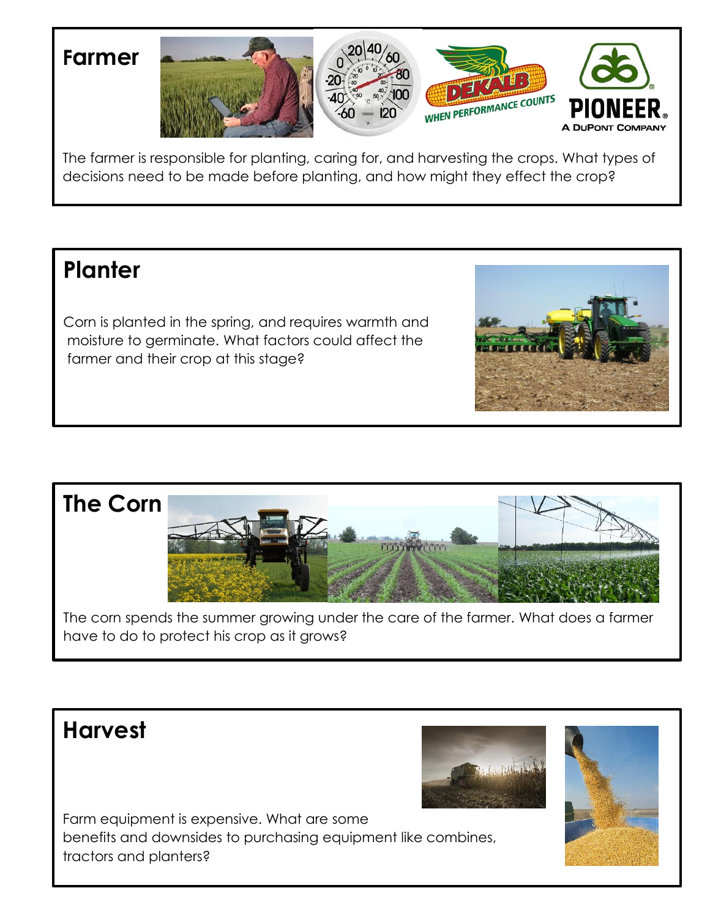## Farmer

The farmer is responsible for planting, caring for, and harvesting the crops. What types of decisions need to be made before planting, and how might they effect the crop?

## Planter

Corn is planted in the spring, and requires warmth and moisture to germinate. What factors could affect the farmer and their crop at this stage?

## The Corn

The corn spends the summer growing under the care of the farmer. What does a farmer have to do to protect his crop as it grows?

## Harvest

Farm equipment is expensive. What are some benefits and downsides to purchasing equipment like combines, tractors and planters?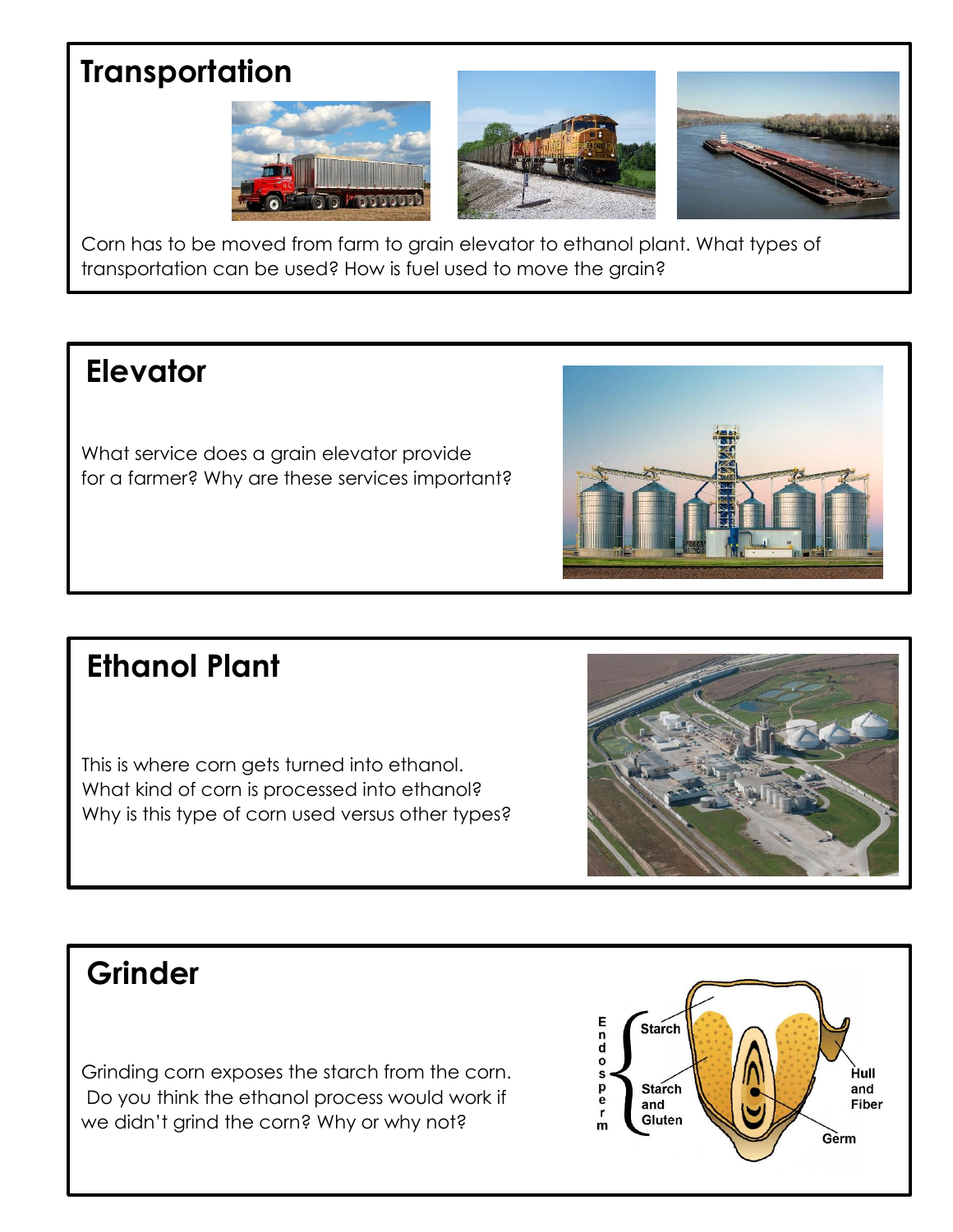## Transportation

Corn has to be moved from farm to grain elevator to ethanol plant. What types of transportation can be used? How is fuel used to move the grain?

## Elevator

What service does a grain elevator provide for a farmer? Why are these services important?

## Ethanol Plant

This is where corn gets turned into ethanol. What kind of corn is processed into ethanol? Why is this type of corn used versus other types?

## Grinder

Grinding corn exposes the starch from the corn. Do you think the ethanol process would work if we didn't grind the corn? Why or why not?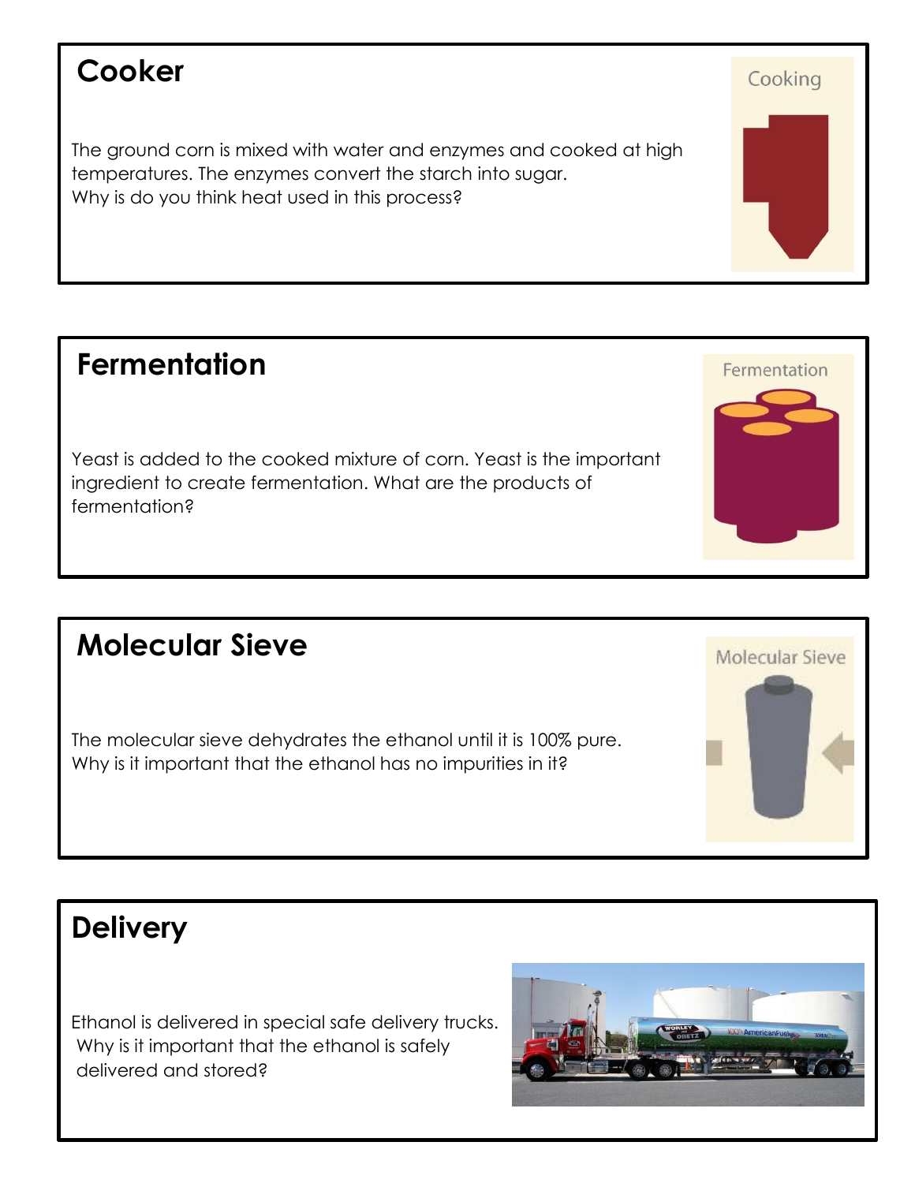## Cooker

The ground corn is mixed with water and enzymes and cooked at high temperatures. The enzymes convert the starch into sugar.
Why is do you think heat used in this process?

## Fermentation

Yeast is added to the cooked mixture of corn. Yeast is the important ingredient to create fermentation. What are the products of fermentation?

## Molecular Sieve

The molecular sieve dehydrates the ethanol until it is 100% pure.
Why is it important that the ethanol has no impurities in it?

## Delivery

Ethanol is delivered in special safe delivery trucks.
Why is it important that the ethanol is safely delivered and stored?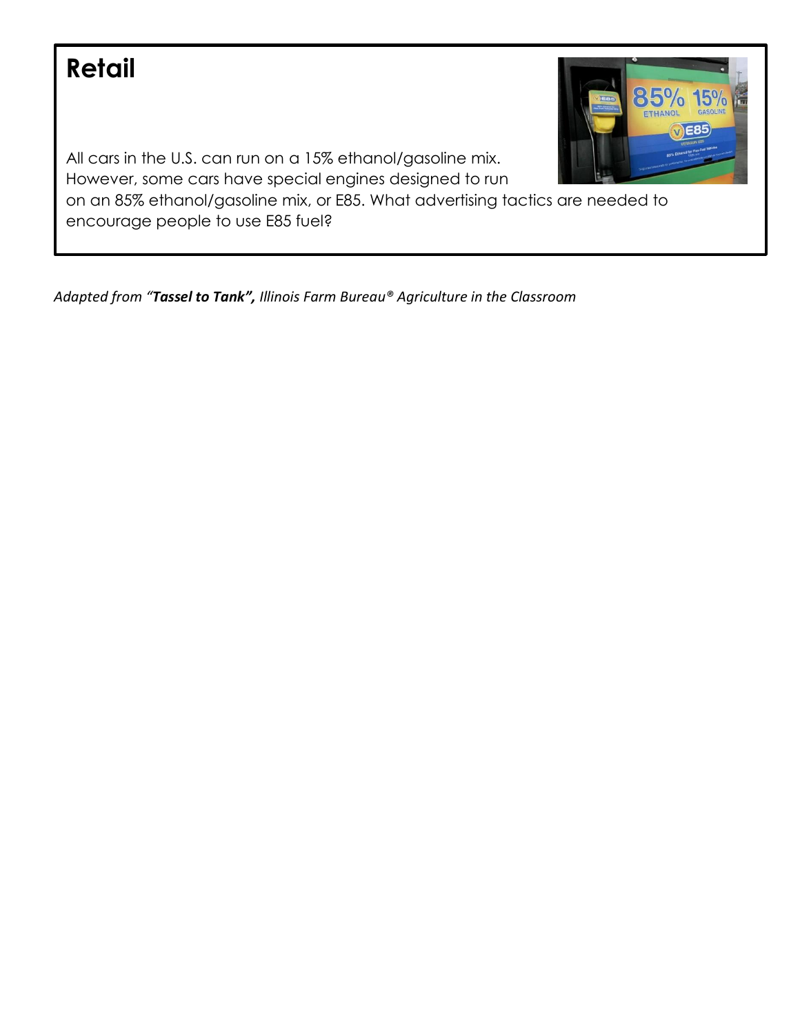## Retail

All cars in the U.S. can run on a 15% ethanol/gasoline mix. However, some cars have special engines designed to run on an 85% ethanol/gasoline mix, or E85. What advertising tactics are needed to encourage people to use E85 fuel?

*Adapted from "**Tassel to Tank",** Illinois Farm Bureau® Agriculture in the Classroom*